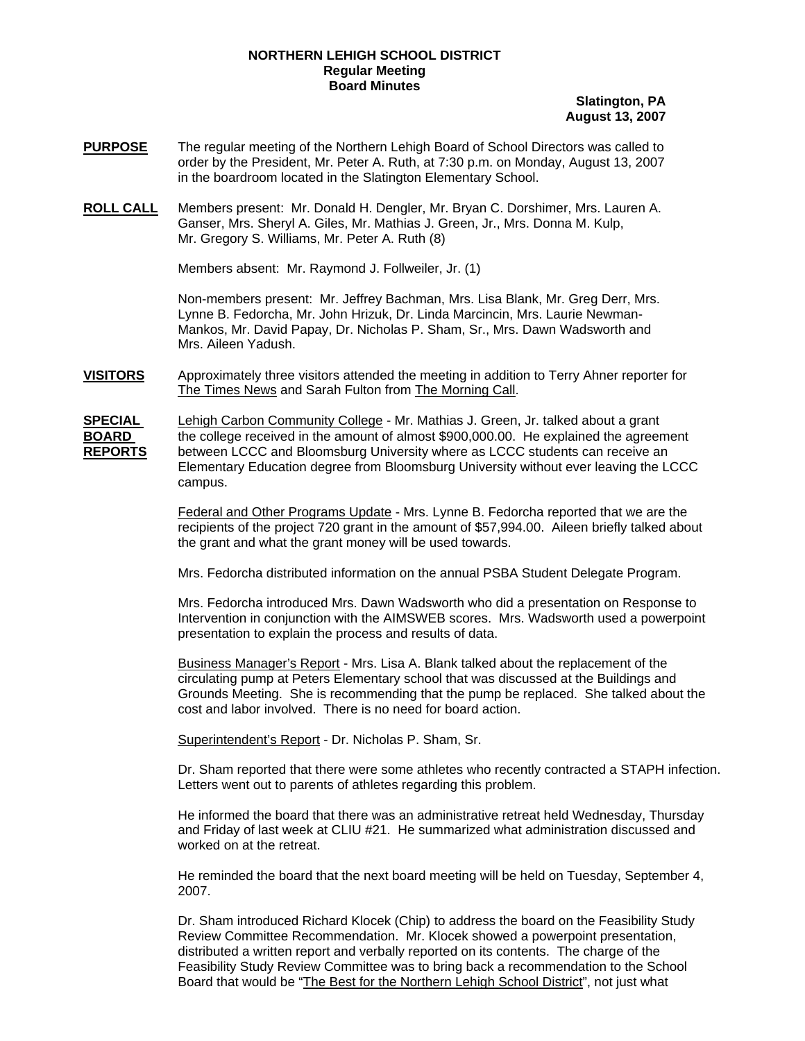**NORTHERN LEHIGH SCHOOL DISTRICT**
**Regular Meeting**
**Board Minutes**

**Slatington, PA**
**August 13, 2007**

**PURPOSE** The regular meeting of the Northern Lehigh Board of School Directors was called to order by the President, Mr. Peter A. Ruth, at 7:30 p.m. on Monday, August 13, 2007 in the boardroom located in the Slatington Elementary School.

**ROLL CALL** Members present: Mr. Donald H. Dengler, Mr. Bryan C. Dorshimer, Mrs. Lauren A. Ganser, Mrs. Sheryl A. Giles, Mr. Mathias J. Green, Jr., Mrs. Donna M. Kulp, Mr. Gregory S. Williams, Mr. Peter A. Ruth (8)

Members absent: Mr. Raymond J. Follweiler, Jr. (1)

Non-members present: Mr. Jeffrey Bachman, Mrs. Lisa Blank, Mr. Greg Derr, Mrs. Lynne B. Fedorcha, Mr. John Hrizuk, Dr. Linda Marcincin, Mrs. Laurie Newman-Mankos, Mr. David Papay, Dr. Nicholas P. Sham, Sr., Mrs. Dawn Wadsworth and Mrs. Aileen Yadush.

**VISITORS** Approximately three visitors attended the meeting in addition to Terry Ahner reporter for The Times News and Sarah Fulton from The Morning Call.

**SPECIAL BOARD REPORTS** Lehigh Carbon Community College - Mr. Mathias J. Green, Jr. talked about a grant the college received in the amount of almost $900,000.00. He explained the agreement between LCCC and Bloomsburg University where as LCCC students can receive an Elementary Education degree from Bloomsburg University without ever leaving the LCCC campus.

Federal and Other Programs Update - Mrs. Lynne B. Fedorcha reported that we are the recipients of the project 720 grant in the amount of $57,994.00. Aileen briefly talked about the grant and what the grant money will be used towards.

Mrs. Fedorcha distributed information on the annual PSBA Student Delegate Program.

Mrs. Fedorcha introduced Mrs. Dawn Wadsworth who did a presentation on Response to Intervention in conjunction with the AIMSWEB scores. Mrs. Wadsworth used a powerpoint presentation to explain the process and results of data.

Business Manager's Report - Mrs. Lisa A. Blank talked about the replacement of the circulating pump at Peters Elementary school that was discussed at the Buildings and Grounds Meeting. She is recommending that the pump be replaced. She talked about the cost and labor involved. There is no need for board action.

Superintendent's Report - Dr. Nicholas P. Sham, Sr.

Dr. Sham reported that there were some athletes who recently contracted a STAPH infection. Letters went out to parents of athletes regarding this problem.

He informed the board that there was an administrative retreat held Wednesday, Thursday and Friday of last week at CLIU #21. He summarized what administration discussed and worked on at the retreat.

He reminded the board that the next board meeting will be held on Tuesday, September 4, 2007.

Dr. Sham introduced Richard Klocek (Chip) to address the board on the Feasibility Study Review Committee Recommendation. Mr. Klocek showed a powerpoint presentation, distributed a written report and verbally reported on its contents. The charge of the Feasibility Study Review Committee was to bring back a recommendation to the School Board that would be "The Best for the Northern Lehigh School District", not just what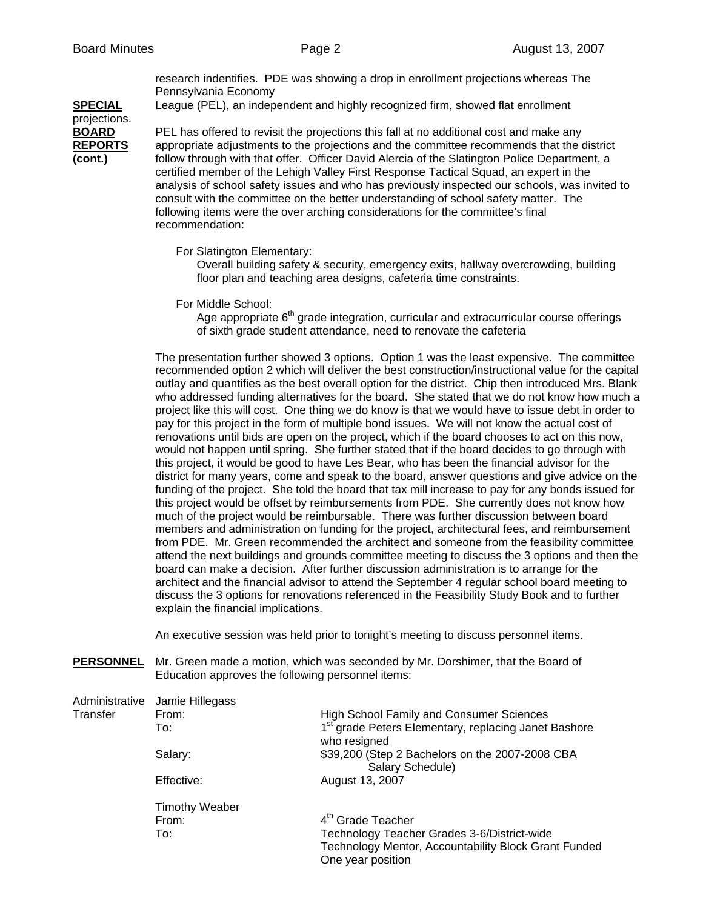**SPECIAL BOARD REPORTS (cont.)**

research indentifies. PDE was showing a drop in enrollment projections whereas The Pennsylvania Economy League (PEL), an independent and highly recognized firm, showed flat enrollment projections.

PEL has offered to revisit the projections this fall at no additional cost and make any appropriate adjustments to the projections and the committee recommends that the district follow through with that offer. Officer David Alercia of the Slatington Police Department, a certified member of the Lehigh Valley First Response Tactical Squad, an expert in the analysis of school safety issues and who has previously inspected our schools, was invited to consult with the committee on the better understanding of school safety matter. The following items were the over arching considerations for the committee's final recommendation:

For Slatington Elementary:
Overall building safety & security, emergency exits, hallway overcrowding, building floor plan and teaching area designs, cafeteria time constraints.

For Middle School:
Age appropriate 6th grade integration, curricular and extracurricular course offerings of sixth grade student attendance, need to renovate the cafeteria

The presentation further showed 3 options. Option 1 was the least expensive. The committee recommended option 2 which will deliver the best construction/instructional value for the capital outlay and quantifies as the best overall option for the district. Chip then introduced Mrs. Blank who addressed funding alternatives for the board. She stated that we do not know how much a project like this will cost. One thing we do know is that we would have to issue debt in order to pay for this project in the form of multiple bond issues. We will not know the actual cost of renovations until bids are open on the project, which if the board chooses to act on this now, would not happen until spring. She further stated that if the board decides to go through with this project, it would be good to have Les Bear, who has been the financial advisor for the district for many years, come and speak to the board, answer questions and give advice on the funding of the project. She told the board that tax mill increase to pay for any bonds issued for this project would be offset by reimbursements from PDE. She currently does not know how much of the project would be reimbursable. There was further discussion between board members and administration on funding for the project, architectural fees, and reimbursement from PDE. Mr. Green recommended the architect and someone from the feasibility committee attend the next buildings and grounds committee meeting to discuss the 3 options and then the board can make a decision. After further discussion administration is to arrange for the architect and the financial advisor to attend the September 4 regular school board meeting to discuss the 3 options for renovations referenced in the Feasibility Study Book and to further explain the financial implications.

An executive session was held prior to tonight's meeting to discuss personnel items.

**PERSONNEL**

Mr. Green made a motion, which was seconded by Mr. Dorshimer, that the Board of Education approves the following personnel items:

Administrative Transfer

Jamie Hillegass

| | |
|---|---|
| From: | High School Family and Consumer Sciences |
| To: | 1st grade Peters Elementary, replacing Janet Bashore who resigned |
| Salary: | $39,200 (Step 2 Bachelors on the 2007-2008 CBA Salary Schedule) |
| Effective: | August 13, 2007 |

Timothy Weaber

| | |
|---|---|
| From: | 4th Grade Teacher |
| To: | Technology Teacher Grades 3-6/District-wide Technology Mentor, Accountability Block Grant Funded One year position |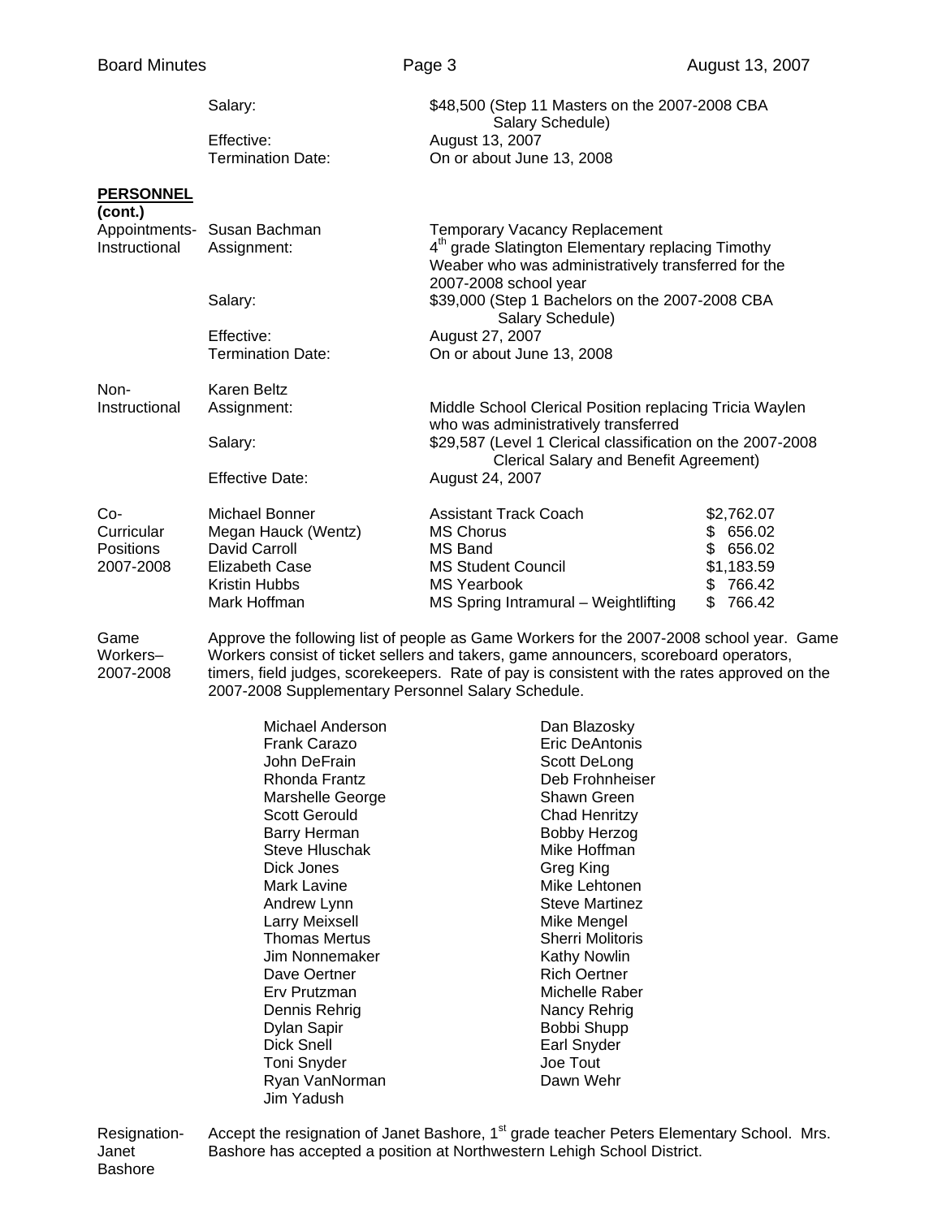| | | |
|---|---|---|
| | Salary: | $48,500 (Step 11 Masters on the 2007-2008 CBA Salary Schedule) |
| | Effective: | August 13, 2007 |
| | Termination Date: | On or about June 13, 2008 |

**PERSONNEL (cont.)**

| | | |
|---|---|---|
| Appointments-Instructional | Susan Bachman | Temporary Vacancy Replacement |
| | Assignment: | 4th grade Slatington Elementary replacing Timothy Weaber who was administratively transferred for the 2007-2008 school year |
| | Salary: | $39,000 (Step 1 Bachelors on the 2007-2008 CBA Salary Schedule) |
| | Effective: | August 27, 2007 |
| | Termination Date: | On or about June 13, 2008 |

| | | |
|---|---|---|
| Non-Instructional | Karen Beltz | |
| | Assignment: | Middle School Clerical Position replacing Tricia Waylen who was administratively transferred |
| | Salary: | $29,587 (Level 1 Clerical classification on the 2007-2008 Clerical Salary and Benefit Agreement) |
| | Effective Date: | August 24, 2007 |

| Co-Curricular Positions 2007-2008 | | | |
|---|---|---|---|
| | Michael Bonner | Assistant Track Coach | $2,762.07 |
| | Megan Hauck (Wentz) | MS Chorus | $ 656.02 |
| | David Carroll | MS Band | $ 656.02 |
| | Elizabeth Case | MS Student Council | $1,183.59 |
| | Kristin Hubbs | MS Yearbook | $ 766.42 |
| | Mark Hoffman | MS Spring Intramural – Weightlifting | $ 766.42 |

Game Workers– 2007-2008

Approve the following list of people as Game Workers for the 2007-2008 school year. Game Workers consist of ticket sellers and takers, game announcers, scoreboard operators, timers, field judges, scorekeepers. Rate of pay is consistent with the rates approved on the 2007-2008 Supplementary Personnel Salary Schedule.

| | |
|---|---|
| Michael Anderson | Dan Blazosky |
| Frank Carazo | Eric DeAntonis |
| John DeFrain | Scott DeLong |
| Rhonda Frantz | Deb Frohnheiser |
| Marshelle George | Shawn Green |
| Scott Gerould | Chad Henritzy |
| Barry Herman | Bobby Herzog |
| Steve Hluschak | Mike Hoffman |
| Dick Jones | Greg King |
| Mark Lavine | Mike Lehtonen |
| Andrew Lynn | Steve Martinez |
| Larry Meixsell | Mike Mengel |
| Thomas Mertus | Sherri Molitoris |
| Jim Nonnemaker | Kathy Nowlin |
| Dave Oertner | Rich Oertner |
| Erv Prutzman | Michelle Raber |
| Dennis Rehrig | Nancy Rehrig |
| Dylan Sapir | Bobbi Shupp |
| Dick Snell | Earl Snyder |
| Toni Snyder | Joe Tout |
| Ryan VanNorman | Dawn Wehr |
| Jim Yadush | |

Resignation-Janet Bashore

Accept the resignation of Janet Bashore, 1st grade teacher Peters Elementary School. Mrs. Bashore has accepted a position at Northwestern Lehigh School District.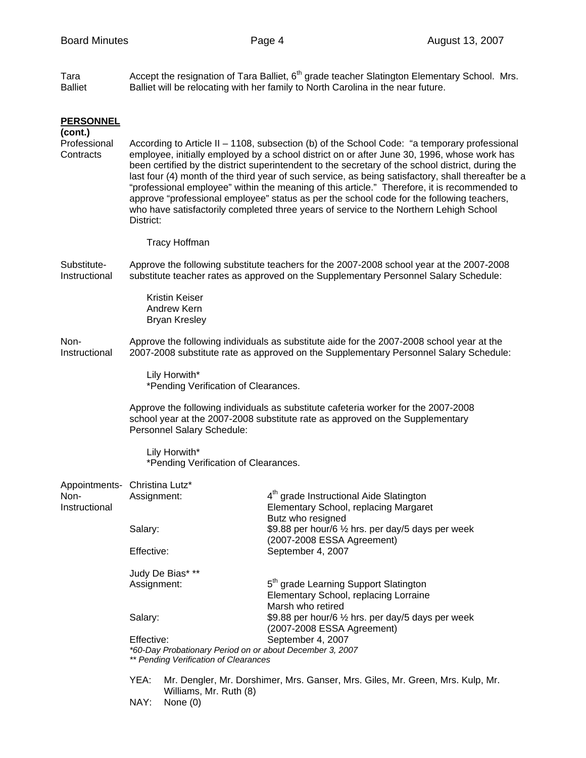Tara Balliet — Accept the resignation of Tara Balliet, 6th grade teacher Slatington Elementary School. Mrs. Balliet will be relocating with her family to North Carolina in the near future.

## PERSONNEL (cont.)

**Professional Contracts** — According to Article II – 1108, subsection (b) of the School Code: "a temporary professional employee, initially employed by a school district on or after June 30, 1996, whose work has been certified by the district superintendent to the secretary of the school district, during the last four (4) month of the third year of such service, as being satisfactory, shall thereafter be a "professional employee" within the meaning of this article." Therefore, it is recommended to approve "professional employee" status as per the school code for the following teachers, who have satisfactorily completed three years of service to the Northern Lehigh School District:

Tracy Hoffman

**Substitute-Instructional** — Approve the following substitute teachers for the 2007-2008 school year at the 2007-2008 substitute teacher rates as approved on the Supplementary Personnel Salary Schedule:

Kristin Keiser
Andrew Kern
Bryan Kresley

**Non-Instructional** — Approve the following individuals as substitute aide for the 2007-2008 school year at the 2007-2008 substitute rate as approved on the Supplementary Personnel Salary Schedule:

Lily Horwith*
*Pending Verification of Clearances.

Approve the following individuals as substitute cafeteria worker for the 2007-2008 school year at the 2007-2008 substitute rate as approved on the Supplementary Personnel Salary Schedule:

Lily Horwith*
*Pending Verification of Clearances.

**Appointments-Non-Instructional**

Christina Lutz*

| | |
|---|---|
| Assignment: | 4th grade Instructional Aide Slatington Elementary School, replacing Margaret Butz who resigned |
| Salary: | $9.88 per hour/6 ½ hrs. per day/5 days per week (2007-2008 ESSA Agreement) |
| Effective: | September 4, 2007 |

Judy De Bias* **

| | |
|---|---|
| Assignment: | 5th grade Learning Support Slatington Elementary School, replacing Lorraine Marsh who retired |
| Salary: | $9.88 per hour/6 ½ hrs. per day/5 days per week (2007-2008 ESSA Agreement) |
| Effective: | September 4, 2007 |

*\*60-Day Probationary Period on or about December 3, 2007*
*\*\* Pending Verification of Clearances*

YEA: Mr. Dengler, Mr. Dorshimer, Mrs. Ganser, Mrs. Giles, Mr. Green, Mrs. Kulp, Mr. Williams, Mr. Ruth (8)
NAY: None (0)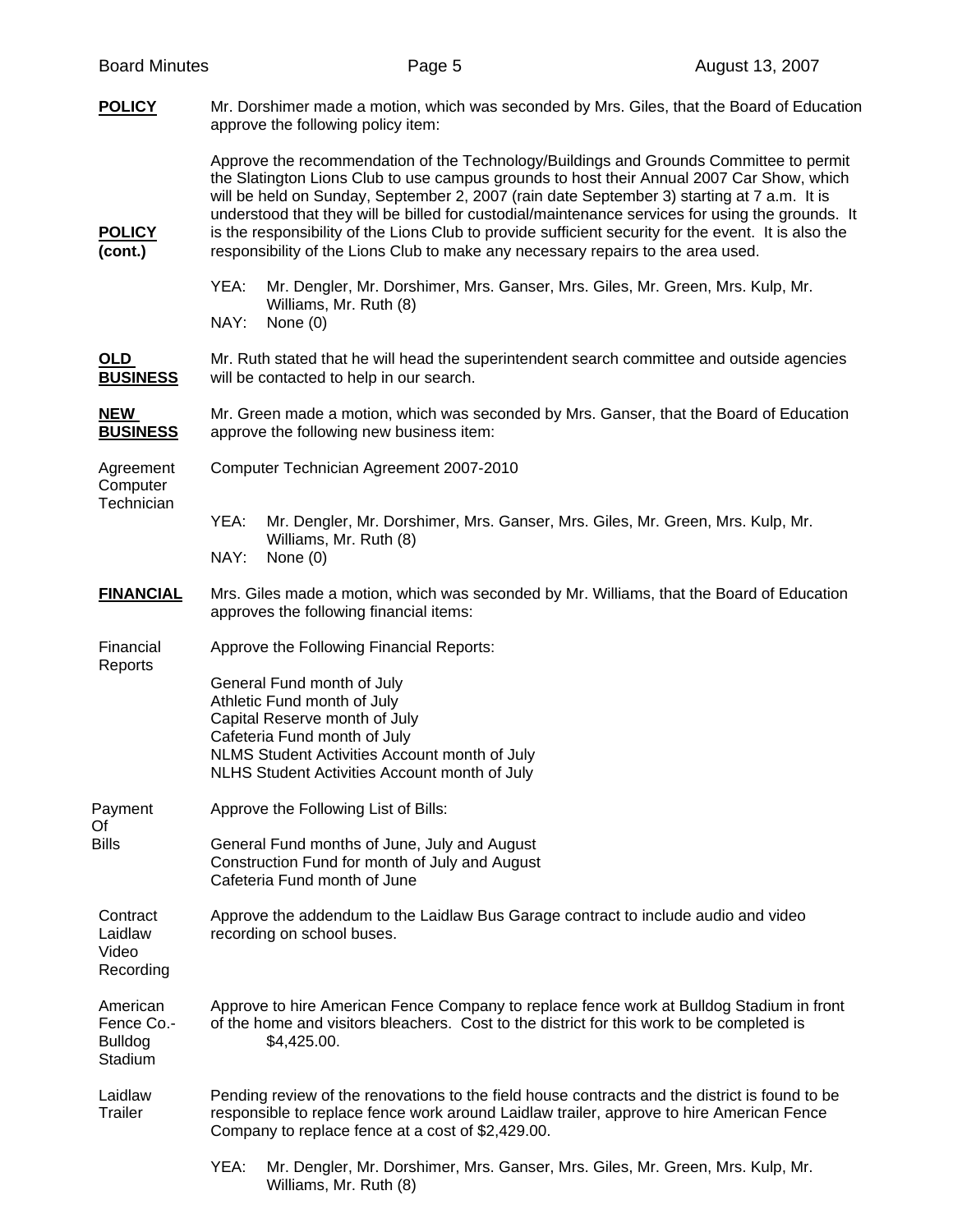**POLICY**

Mr. Dorshimer made a motion, which was seconded by Mrs. Giles, that the Board of Education approve the following policy item:

**POLICY (cont.)**

Approve the recommendation of the Technology/Buildings and Grounds Committee to permit the Slatington Lions Club to use campus grounds to host their Annual 2007 Car Show, which will be held on Sunday, September 2, 2007 (rain date September 3) starting at 7 a.m. It is understood that they will be billed for custodial/maintenance services for using the grounds. It is the responsibility of the Lions Club to provide sufficient security for the event. It is also the responsibility of the Lions Club to make any necessary repairs to the area used.

YEA: Mr. Dengler, Mr. Dorshimer, Mrs. Ganser, Mrs. Giles, Mr. Green, Mrs. Kulp, Mr. Williams, Mr. Ruth (8)
NAY: None (0)

**OLD BUSINESS**

Mr. Ruth stated that he will head the superintendent search committee and outside agencies will be contacted to help in our search.

**NEW BUSINESS**

Mr. Green made a motion, which was seconded by Mrs. Ganser, that the Board of Education approve the following new business item:

Agreement Computer Technician

Computer Technician Agreement 2007-2010

YEA: Mr. Dengler, Mr. Dorshimer, Mrs. Ganser, Mrs. Giles, Mr. Green, Mrs. Kulp, Mr. Williams, Mr. Ruth (8)
NAY: None (0)

**FINANCIAL**

Mrs. Giles made a motion, which was seconded by Mr. Williams, that the Board of Education approves the following financial items:

Financial Reports

Approve the Following Financial Reports:

General Fund month of July
Athletic Fund month of July
Capital Reserve month of July
Cafeteria Fund month of July
NLMS Student Activities Account month of July
NLHS Student Activities Account month of July

Payment Of Bills

Approve the Following List of Bills:

General Fund months of June, July and August
Construction Fund for month of July and August
Cafeteria Fund month of June

Contract Laidlaw Video Recording

Approve the addendum to the Laidlaw Bus Garage contract to include audio and video recording on school buses.

American Fence Co.- Bulldog Stadium

Approve to hire American Fence Company to replace fence work at Bulldog Stadium in front of the home and visitors bleachers. Cost to the district for this work to be completed is $4,425.00.

Laidlaw Trailer

Pending review of the renovations to the field house contracts and the district is found to be responsible to replace fence work around Laidlaw trailer, approve to hire American Fence Company to replace fence at a cost of $2,429.00.

YEA: Mr. Dengler, Mr. Dorshimer, Mrs. Ganser, Mrs. Giles, Mr. Green, Mrs. Kulp, Mr. Williams, Mr. Ruth (8)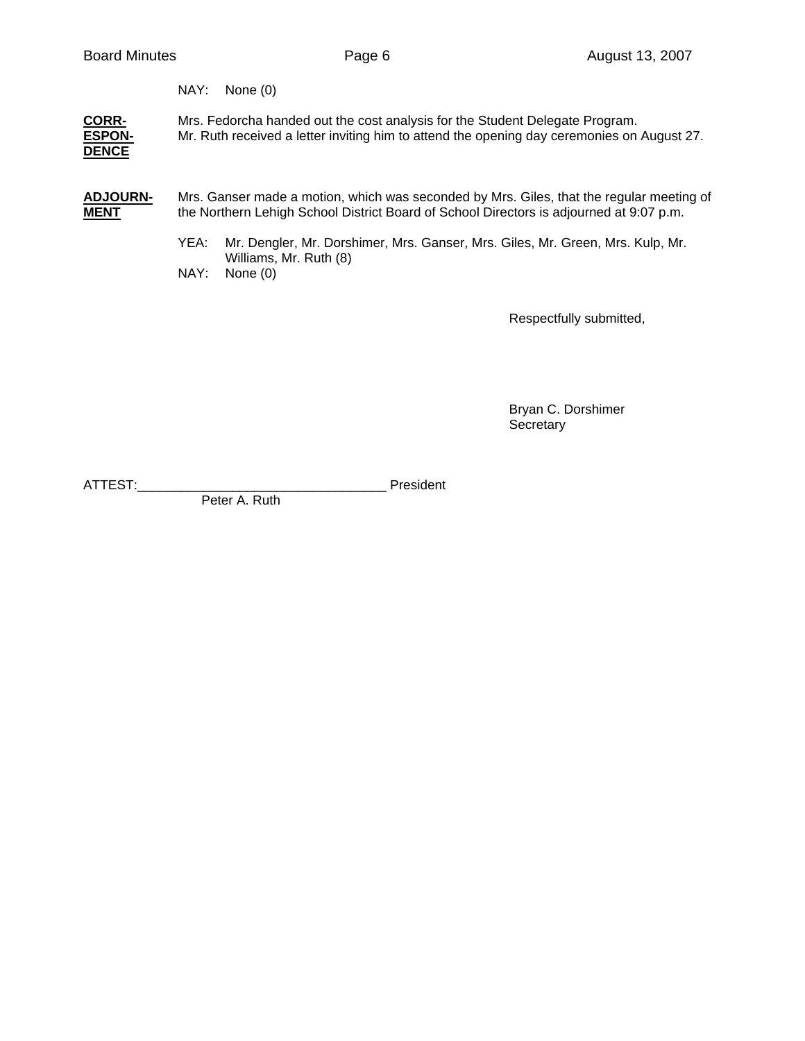NAY: None (0)

**CORR-ESPON-DENCE**

Mrs. Fedorcha handed out the cost analysis for the Student Delegate Program.
Mr. Ruth received a letter inviting him to attend the opening day ceremonies on August 27.

**ADJOURN-MENT**

Mrs. Ganser made a motion, which was seconded by Mrs. Giles, that the regular meeting of the Northern Lehigh School District Board of School Directors is adjourned at 9:07 p.m.

YEA: Mr. Dengler, Mr. Dorshimer, Mrs. Ganser, Mrs. Giles, Mr. Green, Mrs. Kulp, Mr. Williams, Mr. Ruth (8)
NAY: None (0)

Respectfully submitted,

Bryan C. Dorshimer
Secretary

ATTEST:_________________________________ President
Peter A. Ruth